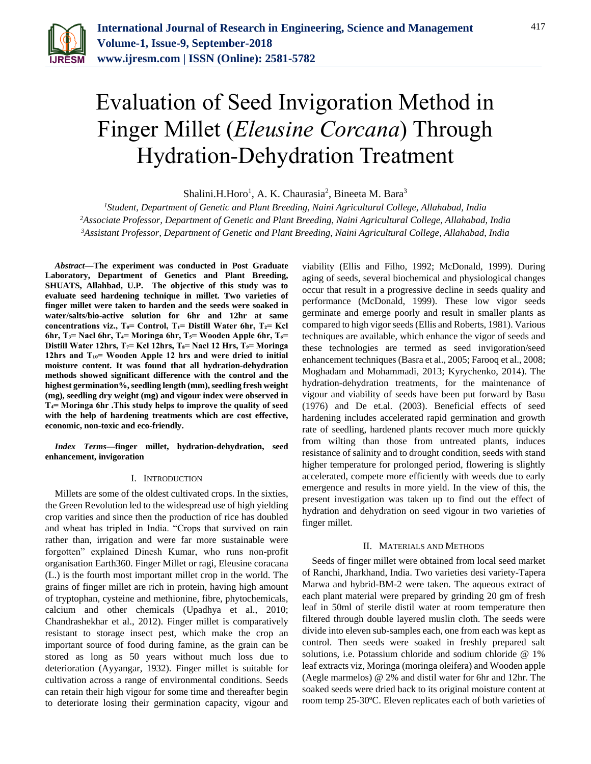# Evaluation of Seed Invigoration Method in Finger Millet (*Eleusine Corcana*) Through Hydration-Dehydration Treatment

Shalini.H.Horo[1], A. K. Chaurasia[2], Bineeta M. Bara[3]

[1]*Student, Department of Genetic and Plant Breeding, Naini Agricultural College, Allahabad, India*
[2]*Associate Professor, Department of Genetic and Plant Breeding, Naini Agricultural College, Allahabad, India*
[3]*Assistant Professor, Department of Genetic and Plant Breeding, Naini Agricultural College, Allahabad, India*

***Abstract*—The experiment was conducted in Post Graduate Laboratory, Department of Genetics and Plant Breeding, SHUATS, Allahabad, U.P. The objective of this study was to evaluate seed hardening technique in millet. Two varieties of finger millet were taken to harden and the seeds were soaked in water/salts/bio-active solution for 6hr and 12hr at same concentrations viz., $T_0$= Control, $T_1$= Distill Water 6hr, $T_2$= Kcl 6hr, $T_3$= Nacl 6hr, $T_4$= Moringa 6hr, $T_5$= Wooden Apple 6hr, $T_6$= Distill Water 12hrs, $T_7$= Kcl 12hrs, $T_8$= Nacl 12 Hrs, $T_9$= Moringa 12hrs and $T_{10}$= Wooden Apple 12 hrs and were dried to initial moisture content. It was found that all hydration-dehydration methods showed significant difference with the control and the highest germination%, seedling length (mm), seedling fresh weight (mg), seedling dry weight (mg) and vigour index were observed in $T_4$= Moringa 6hr .This study helps to improve the quality of seed with the help of hardening treatments which are cost effective, economic, non-toxic and eco-friendly.**

***Index Terms*—finger millet, hydration-dehydration, seed enhancement, invigoration**

## I. Introduction

Millets are some of the oldest cultivated crops. In the sixties, the Green Revolution led to the widespread use of high yielding crop varities and since then the production of rice has doubled and wheat has tripled in India. "Crops that survived on rain rather than, irrigation and were far more sustainable were forgotten" explained Dinesh Kumar, who runs non-profit organisation Earth360. Finger Millet or ragi, Eleusine coracana (L.) is the fourth most important millet crop in the world. The grains of finger millet are rich in protein, having high amount of tryptophan, cysteine and methionine, fibre, phytochemicals, calcium and other chemicals (Upadhya et al., 2010; Chandrashekhar et al., 2012). Finger millet is comparatively resistant to storage insect pest, which make the crop an important source of food during famine, as the grain can be stored as long as 50 years without much loss due to deterioration (Ayyangar, 1932). Finger millet is suitable for cultivation across a range of environmental conditions. Seeds can retain their high vigour for some time and thereafter begin to deteriorate losing their germination capacity, vigour and viability (Ellis and Filho, 1992; McDonald, 1999). During aging of seeds, several biochemical and physiological changes occur that result in a progressive decline in seeds quality and performance (McDonald, 1999). These low vigor seeds germinate and emerge poorly and result in smaller plants as compared to high vigor seeds (Ellis and Roberts, 1981). Various techniques are available, which enhance the vigor of seeds and these technologies are termed as seed invigoration/seed enhancement techniques (Basra et al., 2005; Farooq et al., 2008; Moghadam and Mohammadi, 2013; Kyrychenko, 2014). The hydration-dehydration treatments, for the maintenance of vigour and viability of seeds have been put forward by Basu (1976) and De et.al. (2003). Beneficial effects of seed hardening includes accelerated rapid germination and growth rate of seedling, hardened plants recover much more quickly from wilting than those from untreated plants, induces resistance of salinity and to drought condition, seeds with stand higher temperature for prolonged period, flowering is slightly accelerated, compete more efficiently with weeds due to early emergence and results in more yield. In the view of this, the present investigation was taken up to find out the effect of hydration and dehydration on seed vigour in two varieties of finger millet.

## II. Materials and Methods

Seeds of finger millet were obtained from local seed market of Ranchi, Jharkhand, India. Two varieties desi variety-Tapera Marwa and hybrid-BM-2 were taken. The aqueous extract of each plant material were prepared by grinding 20 gm of fresh leaf in 50ml of sterile distil water at room temperature then filtered through double layered muslin cloth. The seeds were divide into eleven sub-samples each, one from each was kept as control. Then seeds were soaked in freshly prepared salt solutions, i.e. Potassium chloride and sodium chloride @ 1% leaf extracts viz, Moringa (moringa oleifera) and Wooden apple (Aegle marmelos) @ 2% and distil water for 6hr and 12hr. The soaked seeds were dried back to its original moisture content at room temp 25-30ºC. Eleven replicates each of both varieties of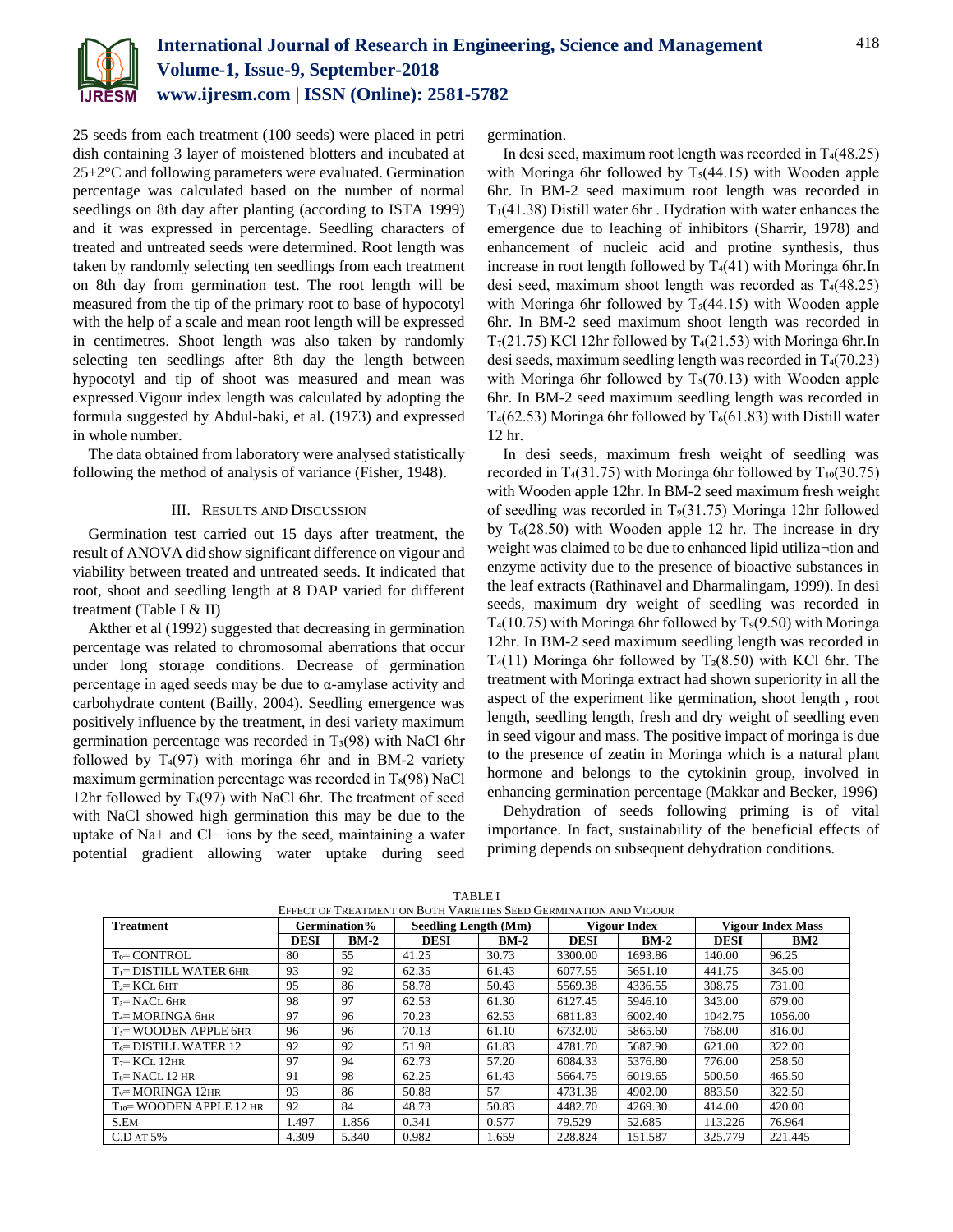25 seeds from each treatment (100 seeds) were placed in petri dish containing 3 layer of moistened blotters and incubated at 25±2°C and following parameters were evaluated. Germination percentage was calculated based on the number of normal seedlings on 8th day after planting (according to ISTA 1999) and it was expressed in percentage. Seedling characters of treated and untreated seeds were determined. Root length was taken by randomly selecting ten seedlings from each treatment on 8th day from germination test. The root length will be measured from the tip of the primary root to base of hypocotyl with the help of a scale and mean root length will be expressed in centimetres. Shoot length was also taken by randomly selecting ten seedlings after 8th day the length between hypocotyl and tip of shoot was measured and mean was expressed.Vigour index length was calculated by adopting the formula suggested by Abdul-baki, et al. (1973) and expressed in whole number.

The data obtained from laboratory were analysed statistically following the method of analysis of variance (Fisher, 1948).

## III. Results and Discussion

Germination test carried out 15 days after treatment, the result of ANOVA did show significant difference on vigour and viability between treated and untreated seeds. It indicated that root, shoot and seedling length at 8 DAP varied for different treatment (Table I & II)

Akther et al (1992) suggested that decreasing in germination percentage was related to chromosomal aberrations that occur under long storage conditions. Decrease of germination percentage in aged seeds may be due to α-amylase activity and carbohydrate content (Bailly, 2004). Seedling emergence was positively influence by the treatment, in desi variety maximum germination percentage was recorded in $T_3$(98) with NaCl 6hr followed by $T_4$(97) with moringa 6hr and in BM-2 variety maximum germination percentage was recorded in $T_8$(98) NaCl 12hr followed by $T_3$(97) with NaCl 6hr. The treatment of seed with NaCl showed high germination this may be due to the uptake of $Na^+$ and $Cl^-$ ions by the seed, maintaining a water potential gradient allowing water uptake during seed germination.

In desi seed, maximum root length was recorded in $T_4$(48.25) with Moringa 6hr followed by $T_5$(44.15) with Wooden apple 6hr. In BM-2 seed maximum root length was recorded in $T_1$(41.38) Distill water 6hr . Hydration with water enhances the emergence due to leaching of inhibitors (Sharrir, 1978) and enhancement of nucleic acid and protine synthesis, thus increase in root length followed by $T_4$(41) with Moringa 6hr.In desi seed, maximum shoot length was recorded as $T_4$(48.25) with Moringa 6hr followed by $T_5$(44.15) with Wooden apple 6hr. In BM-2 seed maximum shoot length was recorded in $T_7$(21.75) KCl 12hr followed by $T_4$(21.53) with Moringa 6hr.In desi seeds, maximum seedling length was recorded in $T_4$(70.23) with Moringa 6hr followed by $T_5$(70.13) with Wooden apple 6hr. In BM-2 seed maximum seedling length was recorded in $T_4$(62.53) Moringa 6hr followed by $T_6$(61.83) with Distill water 12 hr.

In desi seeds, maximum fresh weight of seedling was recorded in $T_4$(31.75) with Moringa 6hr followed by $T_{10}$(30.75) with Wooden apple 12hr. In BM-2 seed maximum fresh weight of seedling was recorded in $T_9$(31.75) Moringa 12hr followed by $T_6$(28.50) with Wooden apple 12 hr. The increase in dry weight was claimed to be due to enhanced lipid utiliza¬tion and enzyme activity due to the presence of bioactive substances in the leaf extracts (Rathinavel and Dharmalingam, 1999). In desi seeds, maximum dry weight of seedling was recorded in $T_4$(10.75) with Moringa 6hr followed by $T_9$(9.50) with Moringa 12hr. In BM-2 seed maximum seedling length was recorded in $T_4$(11) Moringa 6hr followed by $T_2$(8.50) with KCl 6hr. The treatment with Moringa extract had shown superiority in all the aspect of the experiment like germination, shoot length , root length, seedling length, fresh and dry weight of seedling even in seed vigour and mass. The positive impact of moringa is due to the presence of zeatin in Moringa which is a natural plant hormone and belongs to the cytokinin group, involved in enhancing germination percentage (Makkar and Becker, 1996)

Dehydration of seeds following priming is of vital importance. In fact, sustainability of the beneficial effects of priming depends on subsequent dehydration conditions.

TABLE I
Effect of Treatment on Both Varieties Seed Germination and Vigour

| Treatment | Germination% | | Seedling Length (Mm) | | Vigour Index | | Vigour Index Mass | |
|---|---|---|---|---|---|---|---|---|
| | DESI | BM-2 | DESI | BM-2 | DESI | BM-2 | DESI | BM2 |
| $T_0$= CONTROL | 80 | 55 | 41.25 | 30.73 | 3300.00 | 1693.86 | 140.00 | 96.25 |
| $T_1$= DISTILL WATER 6HR | 93 | 92 | 62.35 | 61.43 | 6077.55 | 5651.10 | 441.75 | 345.00 |
| $T_2$= KCL 6HT | 95 | 86 | 58.78 | 50.43 | 5569.38 | 4336.55 | 308.75 | 731.00 |
| $T_3$= NACL 6HR | 98 | 97 | 62.53 | 61.30 | 6127.45 | 5946.10 | 343.00 | 679.00 |
| $T_4$= MORINGA 6HR | 97 | 96 | 70.23 | 62.53 | 6811.83 | 6002.40 | 1042.75 | 1056.00 |
| $T_5$= WOODEN APPLE 6HR | 96 | 96 | 70.13 | 61.10 | 6732.00 | 5865.60 | 768.00 | 816.00 |
| $T_6$= DISTILL WATER 12 | 92 | 92 | 51.98 | 61.83 | 4781.70 | 5687.90 | 621.00 | 322.00 |
| $T_7$= KCL 12HR | 97 | 94 | 62.73 | 57.20 | 6084.33 | 5376.80 | 776.00 | 258.50 |
| $T_8$= NACL 12 HR | 91 | 98 | 62.25 | 61.43 | 5664.75 | 6019.65 | 500.50 | 465.50 |
| $T_9$= MORINGA 12HR | 93 | 86 | 50.88 | 57 | 4731.38 | 4902.00 | 883.50 | 322.50 |
| $T_{10}$= WOODEN APPLE 12 HR | 92 | 84 | 48.73 | 50.83 | 4482.70 | 4269.30 | 414.00 | 420.00 |
| S.EM | 1.497 | 1.856 | 0.341 | 0.577 | 79.529 | 52.685 | 113.226 | 76.964 |
| C.D AT 5% | 4.309 | 5.340 | 0.982 | 1.659 | 228.824 | 151.587 | 325.779 | 221.445 |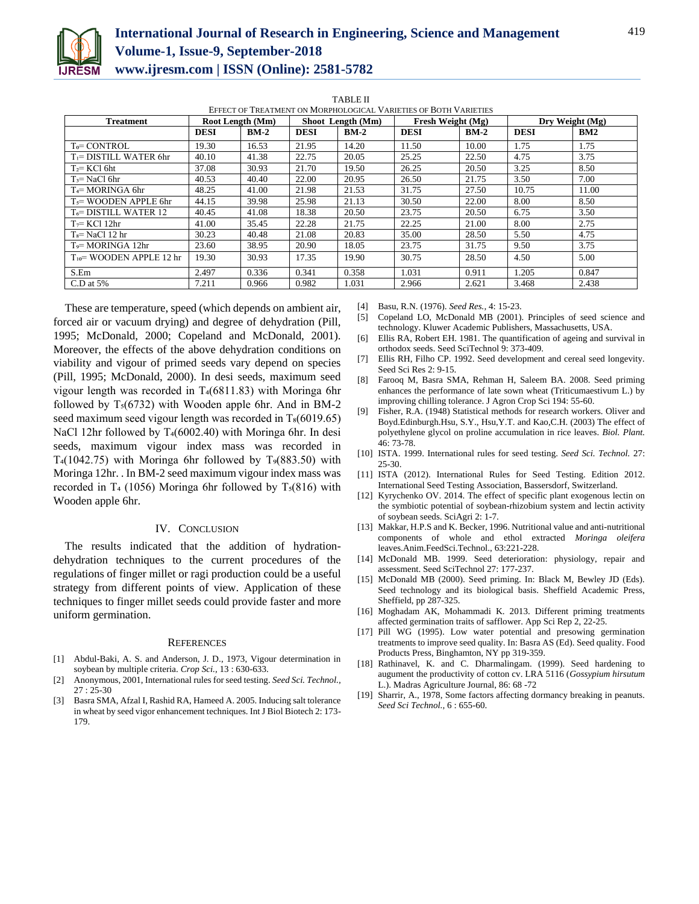TABLE II
EFFECT OF TREATMENT ON MORPHOLOGICAL VARIETIES OF BOTH VARIETIES

| Treatment | Root Length (Mm) | | Shoot Length (Mm) | | Fresh Weight (Mg) | | Dry Weight (Mg) | |
|---|---|---|---|---|---|---|---|---|
| | DESI | BM-2 | DESI | BM-2 | DESI | BM-2 | DESI | BM2 |
| $T_0$= CONTROL | 19.30 | 16.53 | 21.95 | 14.20 | 11.50 | 10.00 | 1.75 | 1.75 |
| $T_1$= DISTILL WATER 6hr | 40.10 | 41.38 | 22.75 | 20.05 | 25.25 | 22.50 | 4.75 | 3.75 |
| $T_2$= KCl 6ht | 37.08 | 30.93 | 21.70 | 19.50 | 26.25 | 20.50 | 3.25 | 8.50 |
| $T_3$= NaCl 6hr | 40.53 | 40.40 | 22.00 | 20.95 | 26.50 | 21.75 | 3.50 | 7.00 |
| $T_4$= MORINGA 6hr | 48.25 | 41.00 | 21.98 | 21.53 | 31.75 | 27.50 | 10.75 | 11.00 |
| $T_5$= WOODEN APPLE 6hr | 44.15 | 39.98 | 25.98 | 21.13 | 30.50 | 22.00 | 8.00 | 8.50 |
| $T_6$= DISTILL WATER 12 | 40.45 | 41.08 | 18.38 | 20.50 | 23.75 | 20.50 | 6.75 | 3.50 |
| $T_7$= KCl 12hr | 41.00 | 35.45 | 22.28 | 21.75 | 22.25 | 21.00 | 8.00 | 2.75 |
| $T_8$= NaCl 12 hr | 30.23 | 40.48 | 21.08 | 20.83 | 35.00 | 28.50 | 5.50 | 4.75 |
| $T_9$= MORINGA 12hr | 23.60 | 38.95 | 20.90 | 18.05 | 23.75 | 31.75 | 9.50 | 3.75 |
| $T_{10}$= WOODEN APPLE 12 hr | 19.30 | 30.93 | 17.35 | 19.90 | 30.75 | 28.50 | 4.50 | 5.00 |
| S.Em | 2.497 | 0.336 | 0.341 | 0.358 | 1.031 | 0.911 | 1.205 | 0.847 |
| C.D at 5% | 7.211 | 0.966 | 0.982 | 1.031 | 2.966 | 2.621 | 3.468 | 2.438 |

These are temperature, speed (which depends on ambient air, forced air or vacuum drying) and degree of dehydration (Pill, 1995; McDonald, 2000; Copeland and McDonald, 2001). Moreover, the effects of the above dehydration conditions on viability and vigour of primed seeds vary depend on species (Pill, 1995; McDonald, 2000). In desi seeds, maximum seed vigour length was recorded in $T_4$(6811.83) with Moringa 6hr followed by $T_5$(6732) with Wooden apple 6hr. And in BM-2 seed maximum seed vigour length was recorded in $T_8$(6019.65) NaCl 12hr followed by $T_4$(6002.40) with Moringa 6hr. In desi seeds, maximum vigour index mass was recorded in $T_4$(1042.75) with Moringa 6hr followed by $T_9$(883.50) with Moringa 12hr. . In BM-2 seed maximum vigour index mass was recorded in $T_4$ (1056) Moringa 6hr followed by $T_5$(816) with Wooden apple 6hr.

## IV. CONCLUSION

The results indicated that the addition of hydration-dehydration techniques to the current procedures of the regulations of finger millet or ragi production could be a useful strategy from different points of view. Application of these techniques to finger millet seeds could provide faster and more uniform germination.

## REFERENCES

[1] Abdul-Baki, A. S. and Anderson, J. D., 1973, Vigour determination in soybean by multiple criteria. *Crop Sci.*, 13 : 630-633.

[2] Anonymous, 2001, International rules for seed testing. *Seed Sci. Technol.*, 27 : 25-30

[3] Basra SMA, Afzal I, Rashid RA, Hameed A. 2005. Inducing salt tolerance in wheat by seed vigor enhancement techniques. Int J Biol Biotech 2: 173-179.

[4] Basu, R.N. (1976). *Seed Res.*, 4: 15-23.

[5] Copeland LO, McDonald MB (2001). Principles of seed science and technology. Kluwer Academic Publishers, Massachusetts, USA.

[6] Ellis RA, Robert EH. 1981. The quantification of ageing and survival in orthodox seeds. Seed SciTechnol 9: 373-409.

[7] Ellis RH, Filho CP. 1992. Seed development and cereal seed longevity. Seed Sci Res 2: 9-15.

[8] Farooq M, Basra SMA, Rehman H, Saleem BA. 2008. Seed priming enhances the performance of late sown wheat (Triticumaestivum L.) by improving chilling tolerance. J Agron Crop Sci 194: 55-60.

[9] Fisher, R.A. (1948) Statistical methods for research workers. Oliver and Boyd.Edinburgh.Hsu, S.Y., Hsu,Y.T. and Kao,C.H. (2003) The effect of polyethylene glycol on proline accumulation in rice leaves. *Biol. Plant.* 46: 73-78.

[10] ISTA. 1999. International rules for seed testing. *Seed Sci. Technol.* 27: 25-30.

[11] ISTA (2012). International Rules for Seed Testing. Edition 2012. International Seed Testing Association, Bassersdorf, Switzerland.

[12] Kyrychenko OV. 2014. The effect of specific plant exogenous lectin on the symbiotic potential of soybean-rhizobium system and lectin activity of soybean seeds. SciAgri 2: 1-7.

[13] Makkar, H.P.S and K. Becker, 1996. Nutritional value and anti-nutritional components of whole and ethol extracted *Moringa oleifera* leaves.Anim.FeedSci.Technol., 63:221-228.

[14] McDonald MB. 1999. Seed deterioration: physiology, repair and assessment. Seed SciTechnol 27: 177-237.

[15] McDonald MB (2000). Seed priming. In: Black M, Bewley JD (Eds). Seed technology and its biological basis. Sheffield Academic Press, Sheffield, pp 287-325.

[16] Moghadam AK, Mohammadi K. 2013. Different priming treatments affected germination traits of safflower. App Sci Rep 2, 22-25.

[17] Pill WG (1995). Low water potential and presowing germination treatments to improve seed quality. In: Basra AS (Ed). Seed quality. Food Products Press, Binghamton, NY pp 319-359.

[18] Rathinavel, K. and C. Dharmalingam. (1999). Seed hardening to augument the productivity of cotton cv. LRA 5116 (*Gossypium hirsutum* L.). Madras Agriculture Journal, 86: 68 -72

[19] Sharrir, A., 1978, Some factors affecting dormancy breaking in peanuts. *Seed Sci Technol.*, 6 : 655-60.